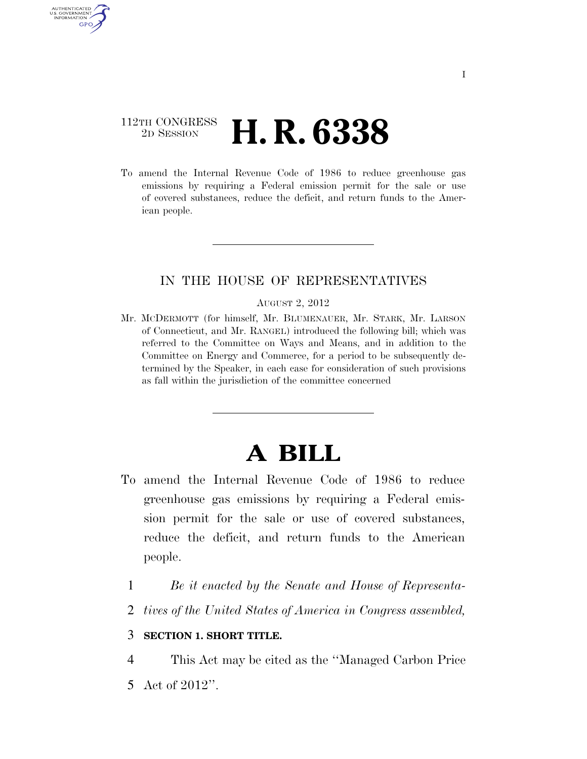112TH CONGRESS
2D SESSION

# H. R. 6338

To amend the Internal Revenue Code of 1986 to reduce greenhouse gas emissions by requiring a Federal emission permit for the sale or use of covered substances, reduce the deficit, and return funds to the American people.

---

IN THE HOUSE OF REPRESENTATIVES

AUGUST 2, 2012

Mr. MCDERMOTT (for himself, Mr. BLUMENAUER, Mr. STARK, Mr. LARSON of Connecticut, and Mr. RANGEL) introduced the following bill; which was referred to the Committee on Ways and Means, and in addition to the Committee on Energy and Commerce, for a period to be subsequently determined by the Speaker, in each case for consideration of such provisions as fall within the jurisdiction of the committee concerned

---

# A BILL

To amend the Internal Revenue Code of 1986 to reduce greenhouse gas emissions by requiring a Federal emission permit for the sale or use of covered substances, reduce the deficit, and return funds to the American people.

1 *Be it enacted by the Senate and House of Representa-*
2 *tives of the United States of America in Congress assembled,*

3 **SECTION 1. SHORT TITLE.**

4 This Act may be cited as the ''Managed Carbon Price
5 Act of 2012''.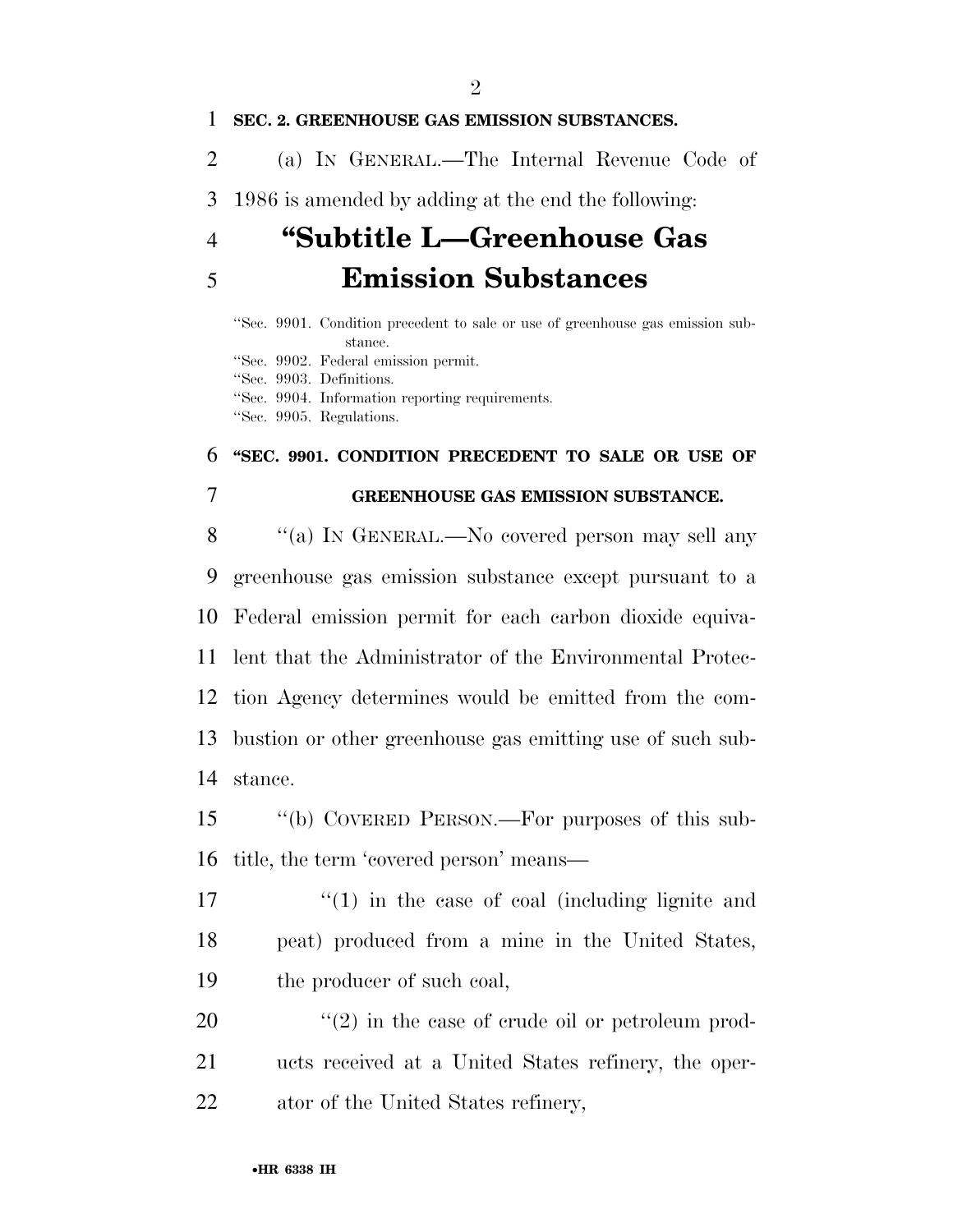**SEC. 2. GREENHOUSE GAS EMISSION SUBSTANCES.**

(a) IN GENERAL.—The Internal Revenue Code of 1986 is amended by adding at the end the following:

# "Subtitle L—Greenhouse Gas Emission Substances

"Sec. 9901. Condition precedent to sale or use of greenhouse gas emission substance.
"Sec. 9902. Federal emission permit.
"Sec. 9903. Definitions.
"Sec. 9904. Information reporting requirements.
"Sec. 9905. Regulations.

**"SEC. 9901. CONDITION PRECEDENT TO SALE OR USE OF GREENHOUSE GAS EMISSION SUBSTANCE.**

"(a) IN GENERAL.—No covered person may sell any greenhouse gas emission substance except pursuant to a Federal emission permit for each carbon dioxide equivalent that the Administrator of the Environmental Protection Agency determines would be emitted from the combustion or other greenhouse gas emitting use of such substance.

"(b) COVERED PERSON.—For purposes of this subtitle, the term 'covered person' means—

"(1) in the case of coal (including lignite and peat) produced from a mine in the United States, the producer of such coal,

"(2) in the case of crude oil or petroleum products received at a United States refinery, the operator of the United States refinery,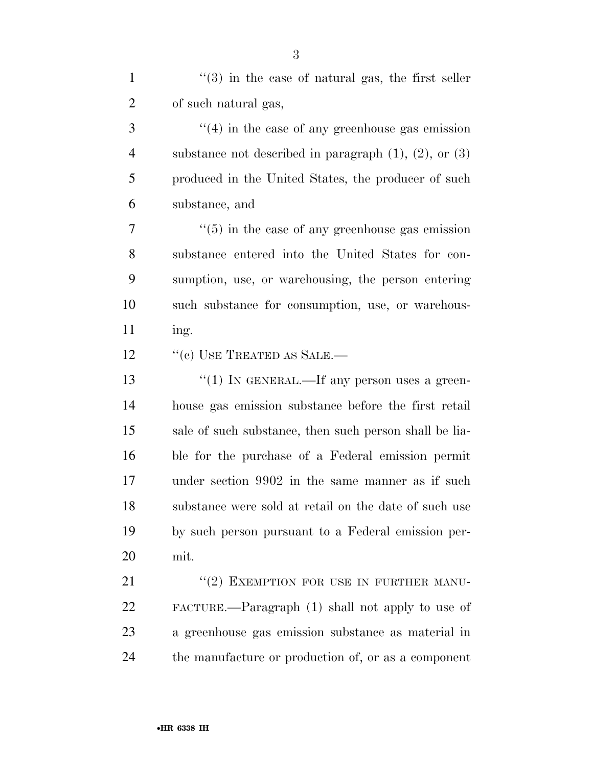"(3) in the case of natural gas, the first seller of such natural gas,

"(4) in the case of any greenhouse gas emission substance not described in paragraph (1), (2), or (3) produced in the United States, the producer of such substance, and

"(5) in the case of any greenhouse gas emission substance entered into the United States for consumption, use, or warehousing, the person entering such substance for consumption, use, or warehousing.

"(c) USE TREATED AS SALE.—

"(1) IN GENERAL.—If any person uses a greenhouse gas emission substance before the first retail sale of such substance, then such person shall be liable for the purchase of a Federal emission permit under section 9902 in the same manner as if such substance were sold at retail on the date of such use by such person pursuant to a Federal emission permit.

"(2) EXEMPTION FOR USE IN FURTHER MANUFACTURE.—Paragraph (1) shall not apply to use of a greenhouse gas emission substance as material in the manufacture or production of, or as a component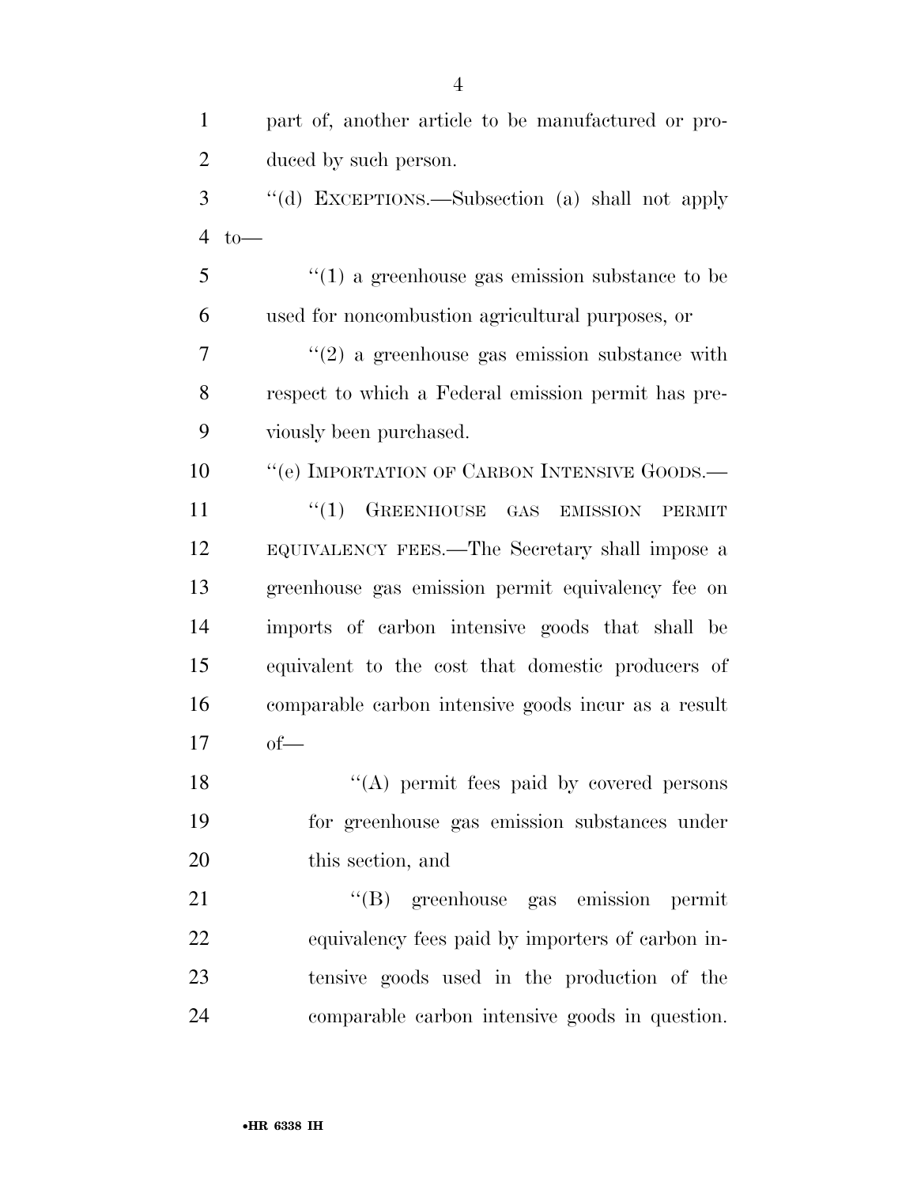part of, another article to be manufactured or produced by such person.

''(d) EXCEPTIONS.—Subsection (a) shall not apply to—

''(1) a greenhouse gas emission substance to be used for noncombustion agricultural purposes, or

''(2) a greenhouse gas emission substance with respect to which a Federal emission permit has previously been purchased.

''(e) IMPORTATION OF CARBON INTENSIVE GOODS.—

''(1) GREENHOUSE GAS EMISSION PERMIT EQUIVALENCY FEES.—The Secretary shall impose a greenhouse gas emission permit equivalency fee on imports of carbon intensive goods that shall be equivalent to the cost that domestic producers of comparable carbon intensive goods incur as a result of—

''(A) permit fees paid by covered persons for greenhouse gas emission substances under this section, and

''(B) greenhouse gas emission permit equivalency fees paid by importers of carbon intensive goods used in the production of the comparable carbon intensive goods in question.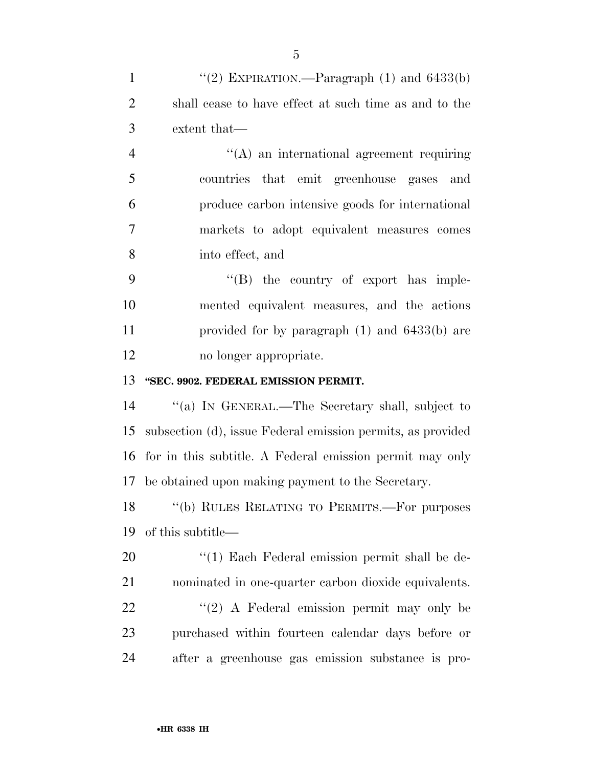"(2) EXPIRATION.—Paragraph (1) and 6433(b) shall cease to have effect at such time as and to the extent that—

"(A) an international agreement requiring countries that emit greenhouse gases and produce carbon intensive goods for international markets to adopt equivalent measures comes into effect, and

"(B) the country of export has implemented equivalent measures, and the actions provided for by paragraph (1) and 6433(b) are no longer appropriate.

**"SEC. 9902. FEDERAL EMISSION PERMIT.**

"(a) IN GENERAL.—The Secretary shall, subject to subsection (d), issue Federal emission permits, as provided for in this subtitle. A Federal emission permit may only be obtained upon making payment to the Secretary.

"(b) RULES RELATING TO PERMITS.—For purposes of this subtitle—

"(1) Each Federal emission permit shall be denominated in one-quarter carbon dioxide equivalents.

"(2) A Federal emission permit may only be purchased within fourteen calendar days before or after a greenhouse gas emission substance is pro-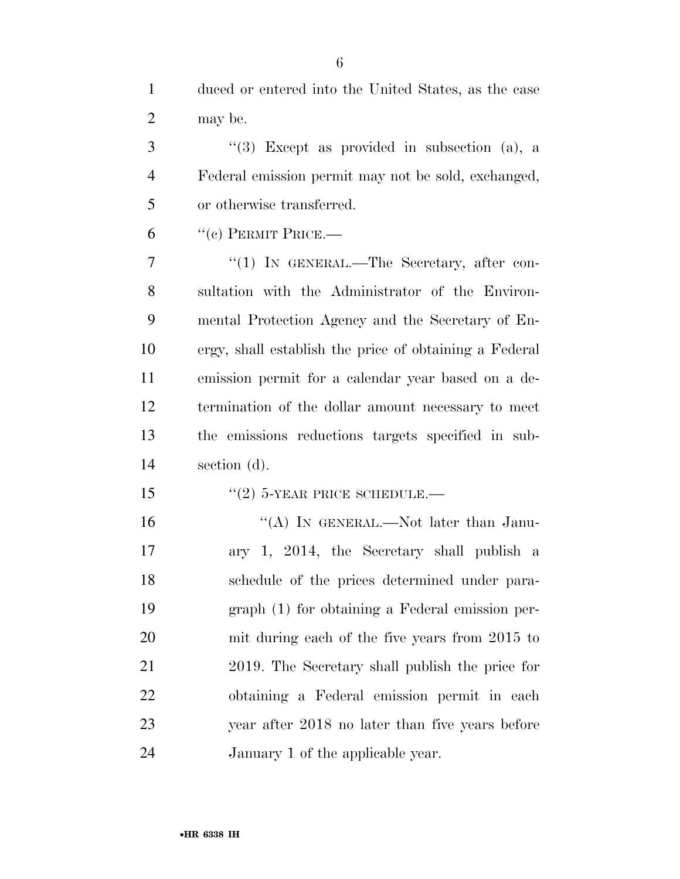duced or entered into the United States, as the case may be.

"(3) Except as provided in subsection (a), a Federal emission permit may not be sold, exchanged, or otherwise transferred.

"(c) PERMIT PRICE.—

"(1) IN GENERAL.—The Secretary, after consultation with the Administrator of the Environmental Protection Agency and the Secretary of Energy, shall establish the price of obtaining a Federal emission permit for a calendar year based on a determination of the dollar amount necessary to meet the emissions reductions targets specified in subsection (d).

"(2) 5-YEAR PRICE SCHEDULE.—

"(A) IN GENERAL.—Not later than January 1, 2014, the Secretary shall publish a schedule of the prices determined under paragraph (1) for obtaining a Federal emission permit during each of the five years from 2015 to 2019. The Secretary shall publish the price for obtaining a Federal emission permit in each year after 2018 no later than five years before January 1 of the applicable year.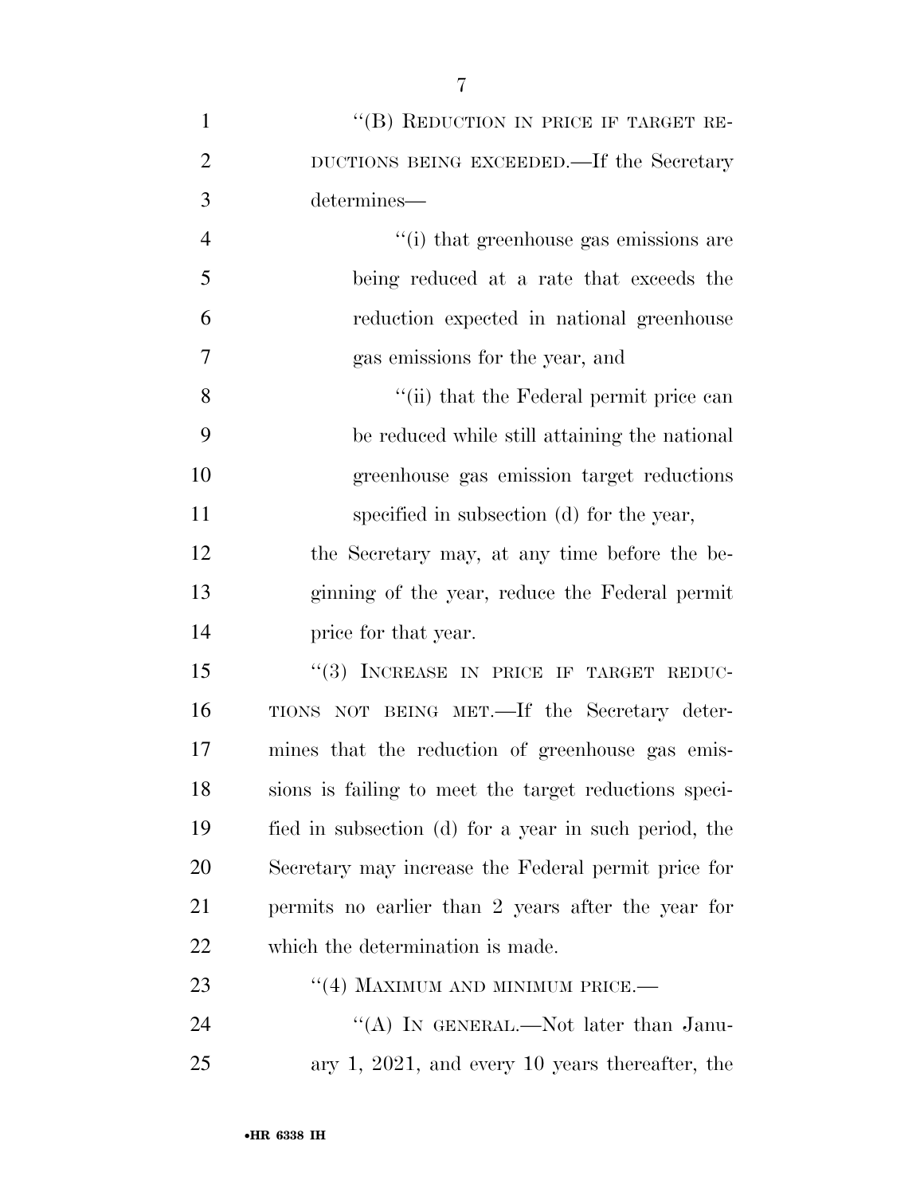"(B) REDUCTION IN PRICE IF TARGET REDUCTIONS BEING EXCEEDED.—If the Secretary determines—

"(i) that greenhouse gas emissions are being reduced at a rate that exceeds the reduction expected in national greenhouse gas emissions for the year, and

"(ii) that the Federal permit price can be reduced while still attaining the national greenhouse gas emission target reductions specified in subsection (d) for the year,

the Secretary may, at any time before the beginning of the year, reduce the Federal permit price for that year.

"(3) INCREASE IN PRICE IF TARGET REDUCTIONS NOT BEING MET.—If the Secretary determines that the reduction of greenhouse gas emissions is failing to meet the target reductions specified in subsection (d) for a year in such period, the Secretary may increase the Federal permit price for permits no earlier than 2 years after the year for which the determination is made.

"(4) MAXIMUM AND MINIMUM PRICE.—

"(A) IN GENERAL.—Not later than January 1, 2021, and every 10 years thereafter, the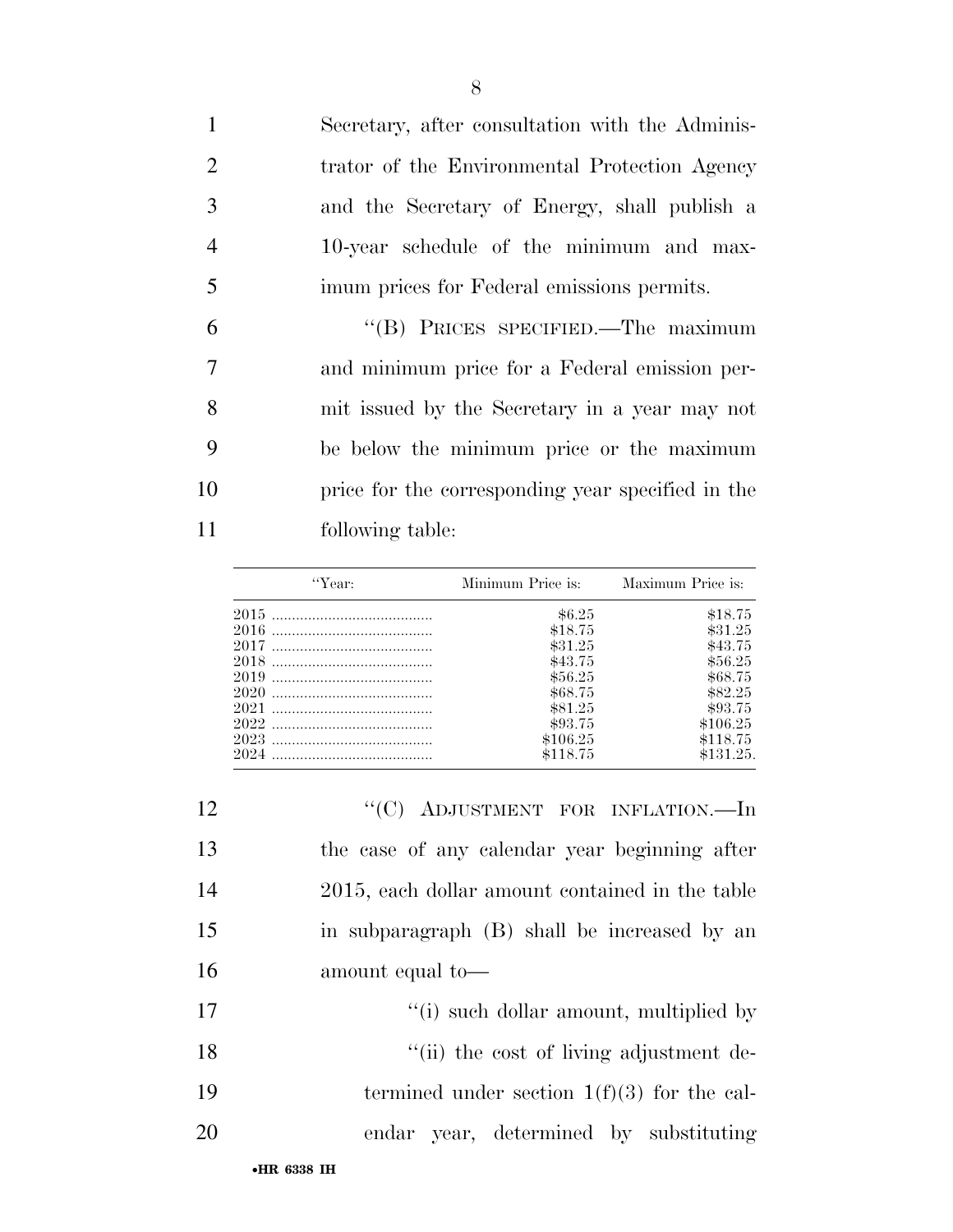Secretary, after consultation with the Administrator of the Environmental Protection Agency and the Secretary of Energy, shall publish a 10-year schedule of the minimum and maximum prices for Federal emissions permits.

"(B) PRICES SPECIFIED.—The maximum and minimum price for a Federal emission permit issued by the Secretary in a year may not be below the minimum price or the maximum price for the corresponding year specified in the following table:

| "Year: | Minimum Price is: | Maximum Price is: |
|---|---|---|
| 2015 | $6.25 | $18.75 |
| 2016 | $18.75 | $31.25 |
| 2017 | $31.25 | $43.75 |
| 2018 | $43.75 | $56.25 |
| 2019 | $56.25 | $68.75 |
| 2020 | $68.75 | $82.25 |
| 2021 | $81.25 | $93.75 |
| 2022 | $93.75 | $106.25 |
| 2023 | $106.25 | $118.75 |
| 2024 | $118.75 | $131.25. |

"(C) ADJUSTMENT FOR INFLATION.—In the case of any calendar year beginning after 2015, each dollar amount contained in the table in subparagraph (B) shall be increased by an amount equal to—

"(i) such dollar amount, multiplied by

"(ii) the cost of living adjustment determined under section 1(f)(3) for the calendar year, determined by substituting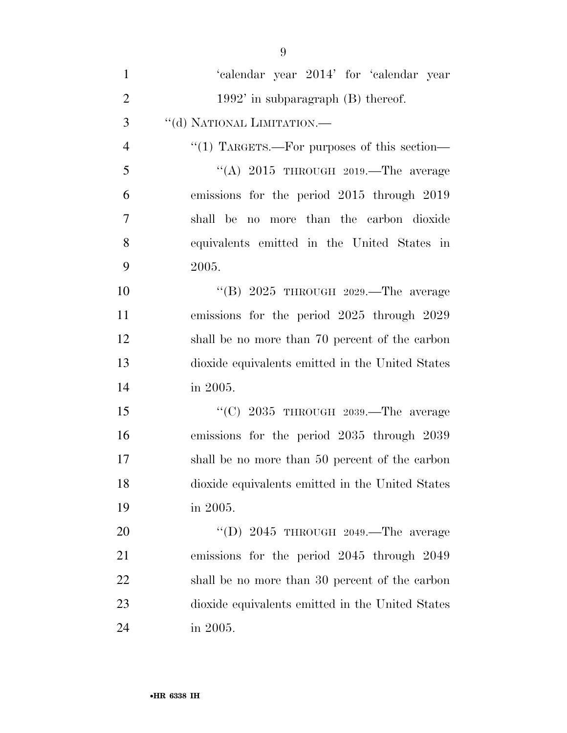'calendar year 2014' for 'calendar year 1992' in subparagraph (B) thereof.

"(d) NATIONAL LIMITATION.—

"(1) TARGETS.—For purposes of this section—

"(A) 2015 THROUGH 2019.—The average emissions for the period 2015 through 2019 shall be no more than the carbon dioxide equivalents emitted in the United States in 2005.

"(B) 2025 THROUGH 2029.—The average emissions for the period 2025 through 2029 shall be no more than 70 percent of the carbon dioxide equivalents emitted in the United States in 2005.

"(C) 2035 THROUGH 2039.—The average emissions for the period 2035 through 2039 shall be no more than 50 percent of the carbon dioxide equivalents emitted in the United States in 2005.

"(D) 2045 THROUGH 2049.—The average emissions for the period 2045 through 2049 shall be no more than 30 percent of the carbon dioxide equivalents emitted in the United States in 2005.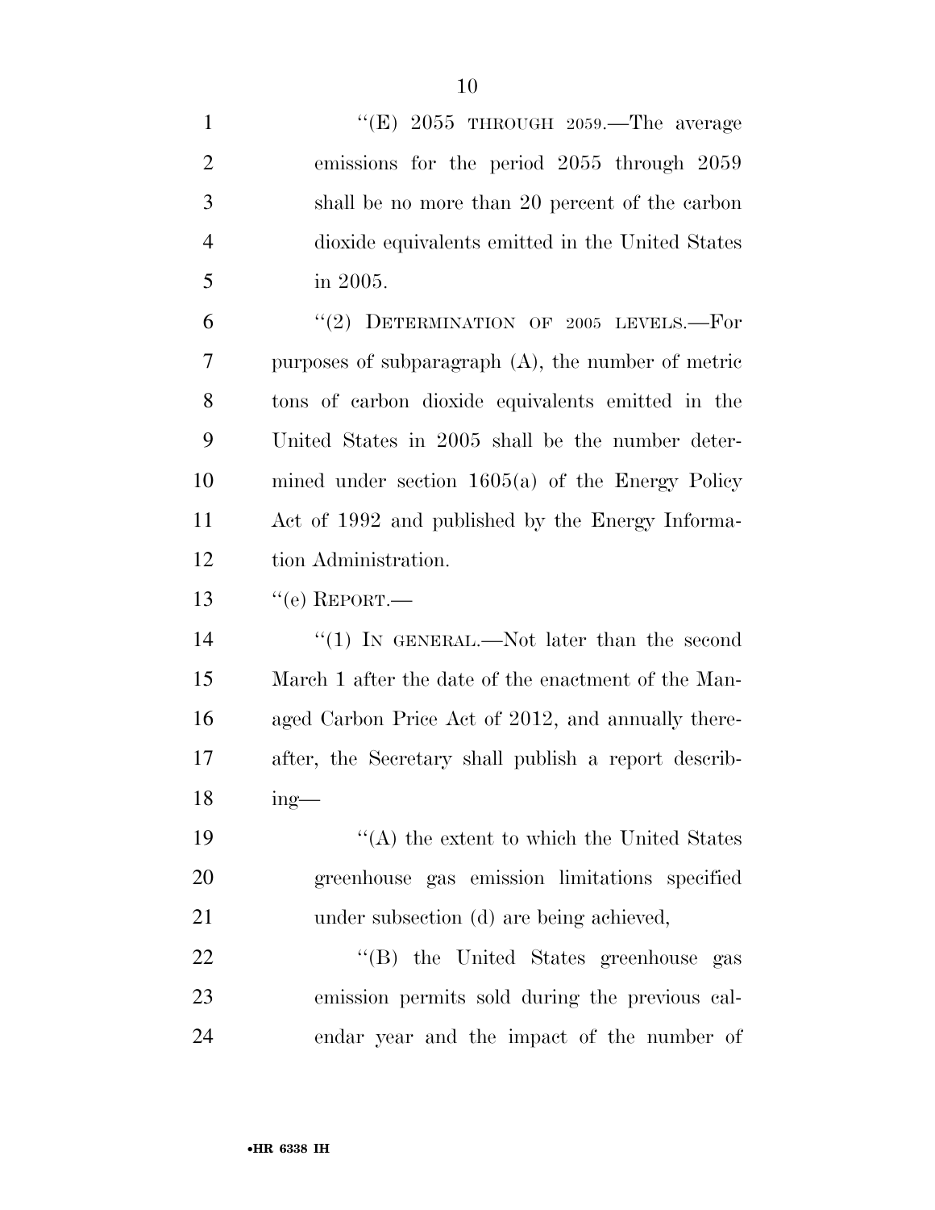''(E) 2055 THROUGH 2059.—The average emissions for the period 2055 through 2059 shall be no more than 20 percent of the carbon dioxide equivalents emitted in the United States in 2005.

''(2) DETERMINATION OF 2005 LEVELS.—For purposes of subparagraph (A), the number of metric tons of carbon dioxide equivalents emitted in the United States in 2005 shall be the number determined under section 1605(a) of the Energy Policy Act of 1992 and published by the Energy Information Administration.

''(e) REPORT.—

''(1) IN GENERAL.—Not later than the second March 1 after the date of the enactment of the Managed Carbon Price Act of 2012, and annually thereafter, the Secretary shall publish a report describing—

''(A) the extent to which the United States greenhouse gas emission limitations specified under subsection (d) are being achieved,

''(B) the United States greenhouse gas emission permits sold during the previous calendar year and the impact of the number of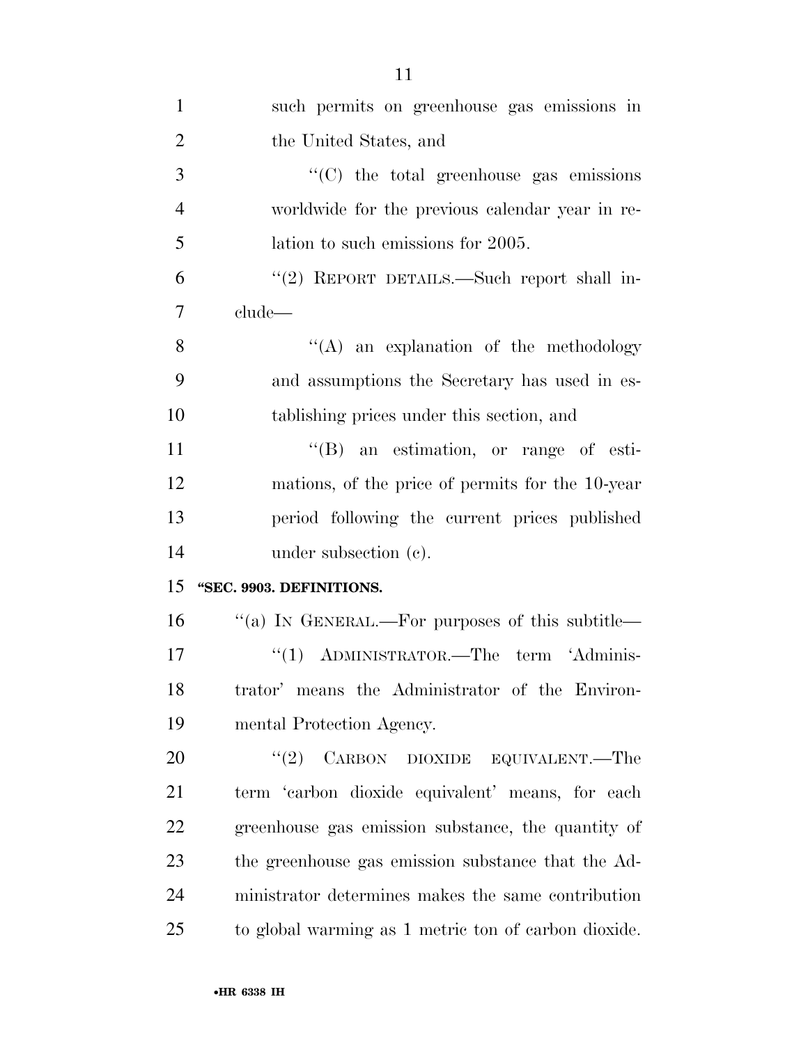such permits on greenhouse gas emissions in the United States, and

"(C) the total greenhouse gas emissions worldwide for the previous calendar year in relation to such emissions for 2005.

"(2) REPORT DETAILS.—Such report shall include—

"(A) an explanation of the methodology and assumptions the Secretary has used in establishing prices under this section, and

"(B) an estimation, or range of estimations, of the price of permits for the 10-year period following the current prices published under subsection (c).

**"SEC. 9903. DEFINITIONS.**

"(a) IN GENERAL.—For purposes of this subtitle—

"(1) ADMINISTRATOR.—The term 'Administrator' means the Administrator of the Environmental Protection Agency.

"(2) CARBON DIOXIDE EQUIVALENT.—The term 'carbon dioxide equivalent' means, for each greenhouse gas emission substance, the quantity of the greenhouse gas emission substance that the Administrator determines makes the same contribution to global warming as 1 metric ton of carbon dioxide.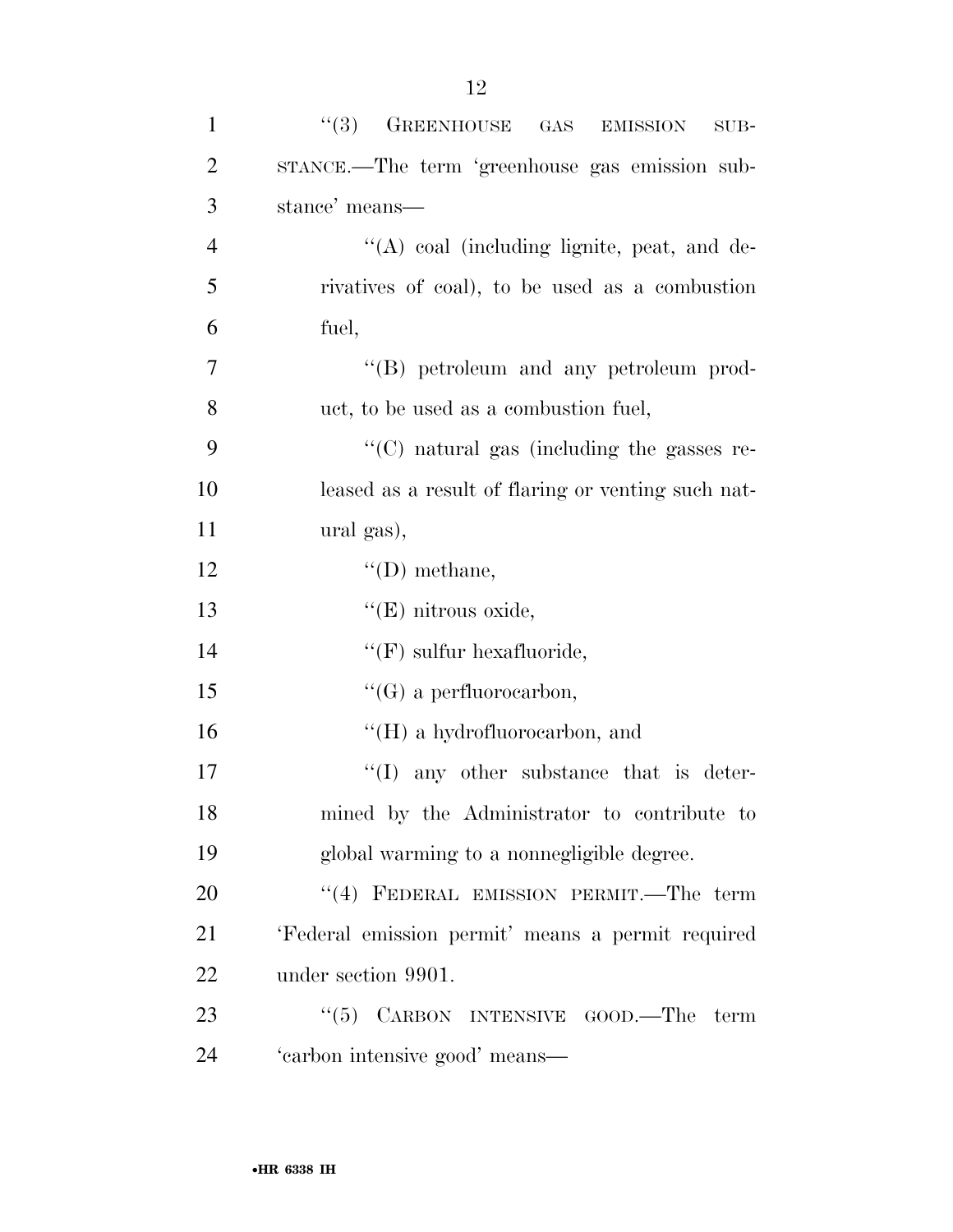"(3) GREENHOUSE GAS EMISSION SUBSTANCE.—The term 'greenhouse gas emission substance' means—

"(A) coal (including lignite, peat, and derivatives of coal), to be used as a combustion fuel,

"(B) petroleum and any petroleum product, to be used as a combustion fuel,

"(C) natural gas (including the gasses released as a result of flaring or venting such natural gas),

"(D) methane,

"(E) nitrous oxide,

"(F) sulfur hexafluoride,

"(G) a perfluorocarbon,

"(H) a hydrofluorocarbon, and

"(I) any other substance that is determined by the Administrator to contribute to global warming to a nonnegligible degree.

"(4) FEDERAL EMISSION PERMIT.—The term 'Federal emission permit' means a permit required under section 9901.

"(5) CARBON INTENSIVE GOOD.—The term 'carbon intensive good' means—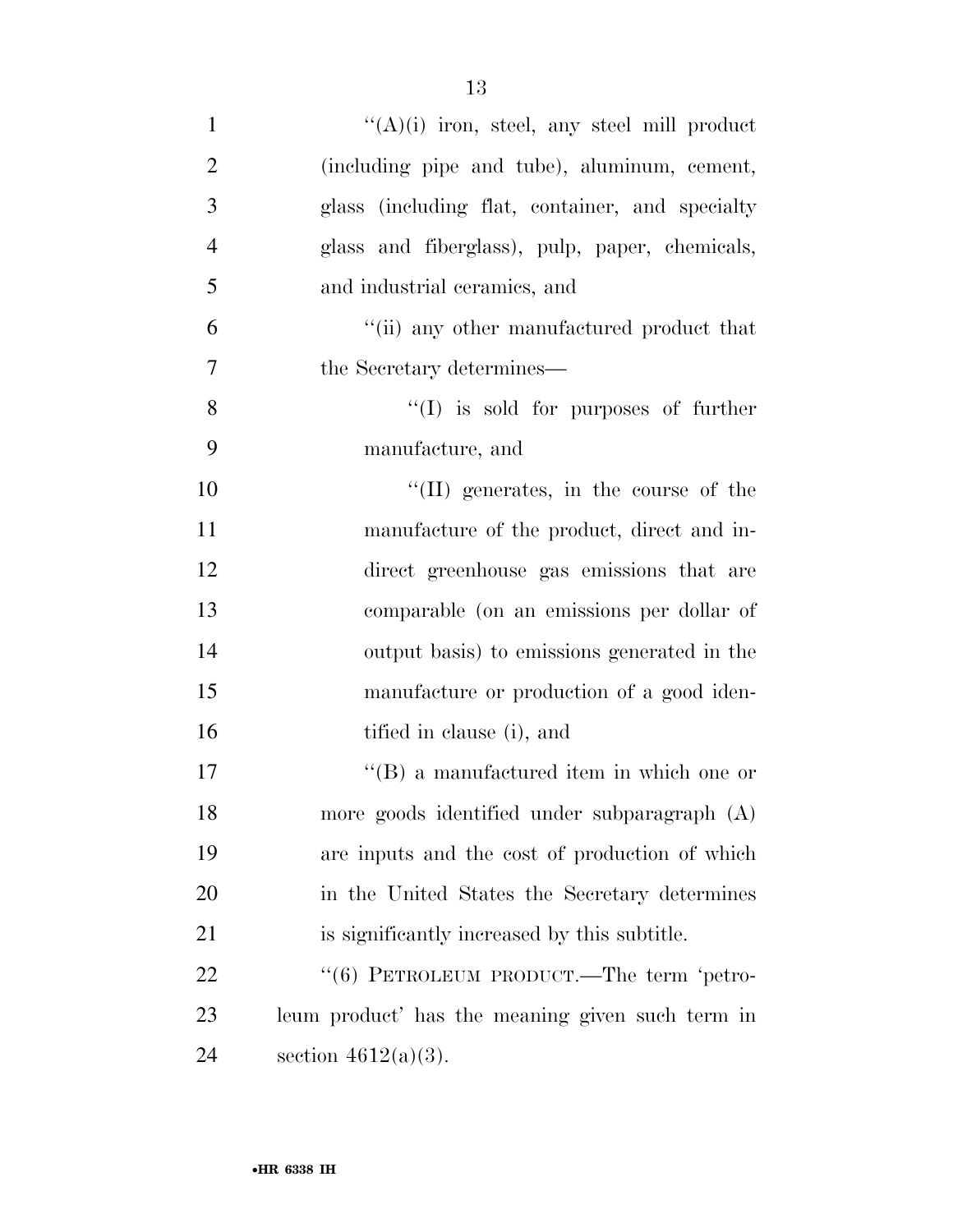"(A)(i) iron, steel, any steel mill product (including pipe and tube), aluminum, cement, glass (including flat, container, and specialty glass and fiberglass), pulp, paper, chemicals, and industrial ceramics, and

"(ii) any other manufactured product that the Secretary determines—

"(I) is sold for purposes of further manufacture, and

"(II) generates, in the course of the manufacture of the product, direct and indirect greenhouse gas emissions that are comparable (on an emissions per dollar of output basis) to emissions generated in the manufacture or production of a good identified in clause (i), and

"(B) a manufactured item in which one or more goods identified under subparagraph (A) are inputs and the cost of production of which in the United States the Secretary determines is significantly increased by this subtitle.

"(6) PETROLEUM PRODUCT.—The term 'petroleum product' has the meaning given such term in section 4612(a)(3).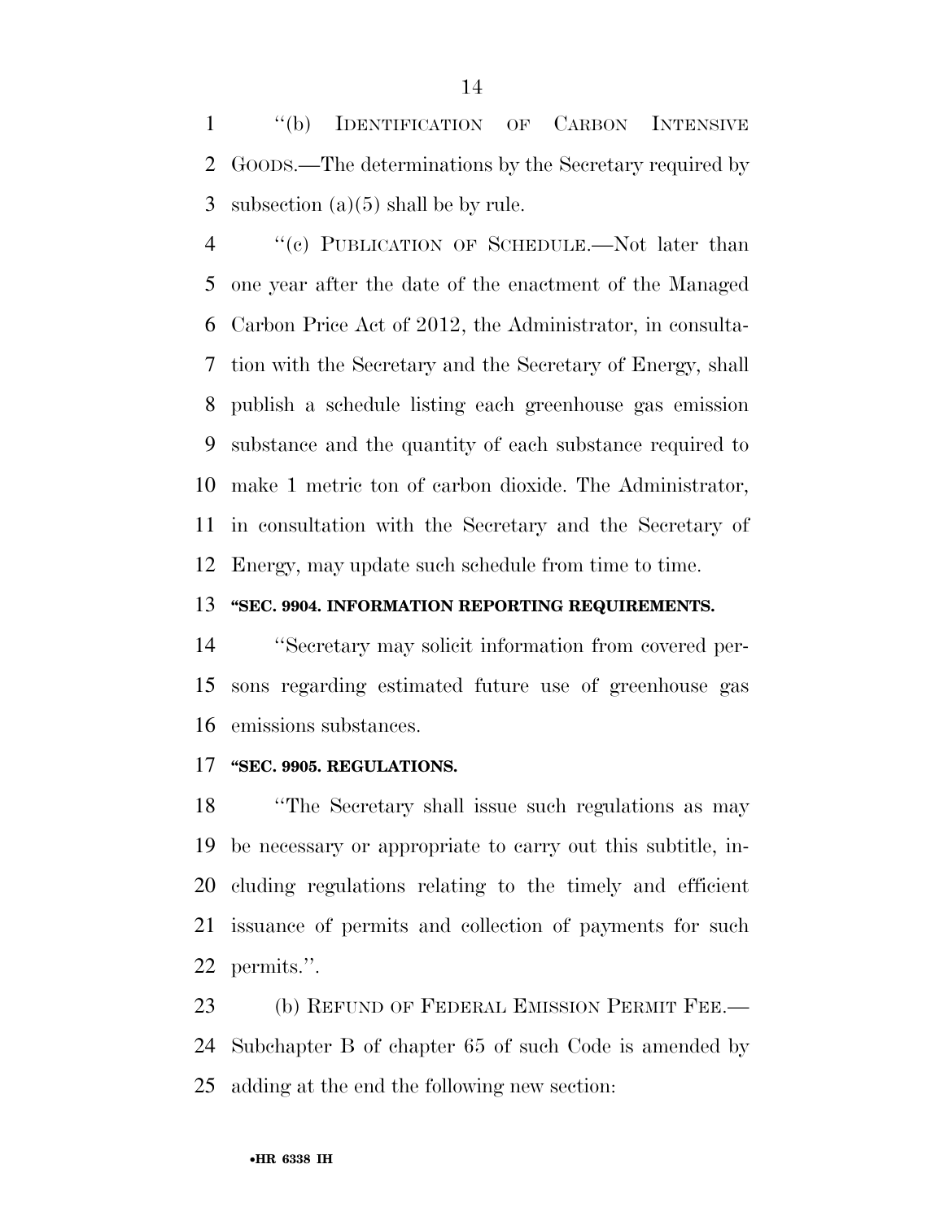"(b) IDENTIFICATION OF CARBON INTENSIVE GOODS.—The determinations by the Secretary required by subsection (a)(5) shall be by rule.

"(c) PUBLICATION OF SCHEDULE.—Not later than one year after the date of the enactment of the Managed Carbon Price Act of 2012, the Administrator, in consultation with the Secretary and the Secretary of Energy, shall publish a schedule listing each greenhouse gas emission substance and the quantity of each substance required to make 1 metric ton of carbon dioxide. The Administrator, in consultation with the Secretary and the Secretary of Energy, may update such schedule from time to time.

**"SEC. 9904. INFORMATION REPORTING REQUIREMENTS.**

"Secretary may solicit information from covered persons regarding estimated future use of greenhouse gas emissions substances.

**"SEC. 9905. REGULATIONS.**

"The Secretary shall issue such regulations as may be necessary or appropriate to carry out this subtitle, including regulations relating to the timely and efficient issuance of permits and collection of payments for such permits.".

(b) REFUND OF FEDERAL EMISSION PERMIT FEE.—Subchapter B of chapter 65 of such Code is amended by adding at the end the following new section: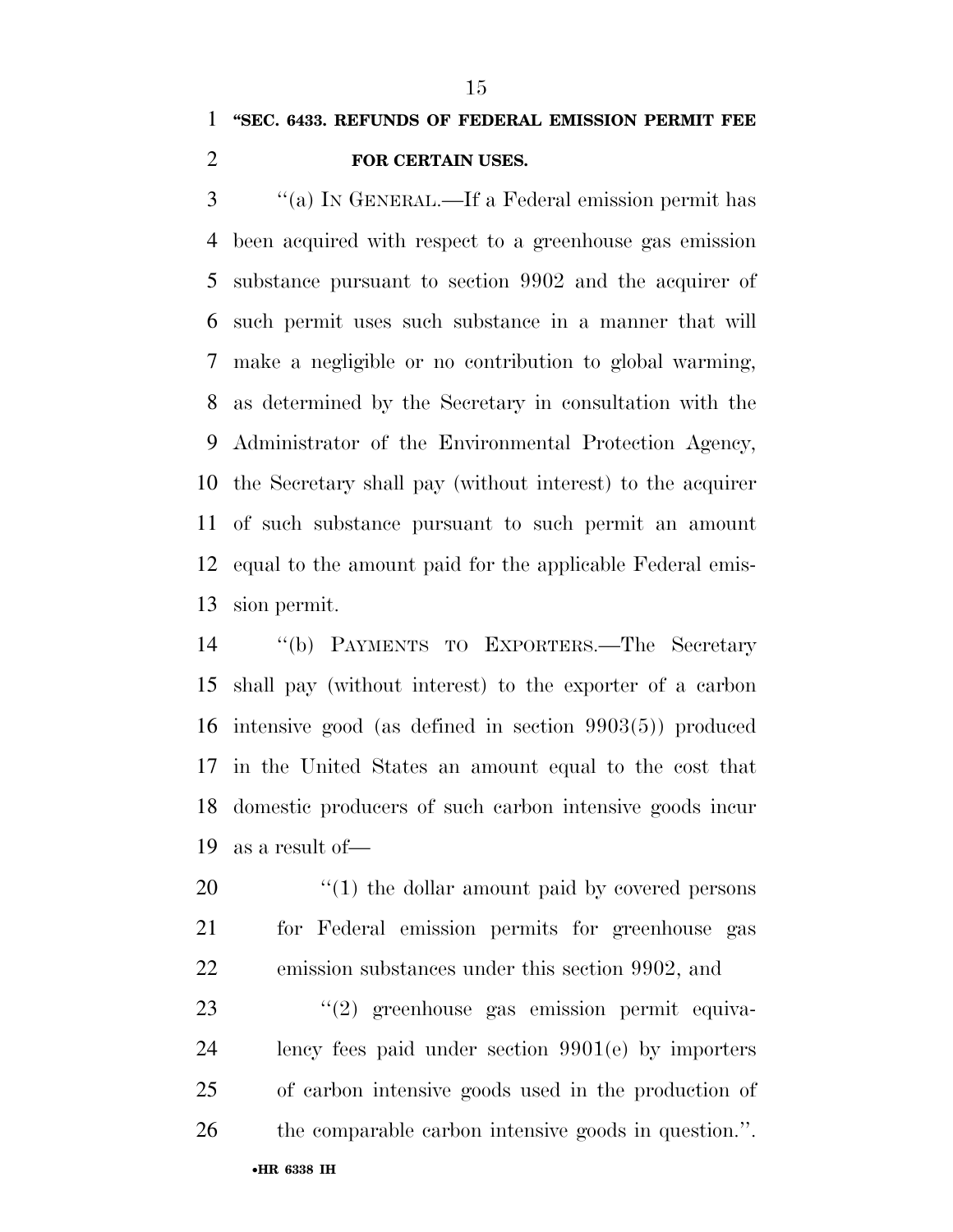**"SEC. 6433. REFUNDS OF FEDERAL EMISSION PERMIT FEE FOR CERTAIN USES.**

"(a) IN GENERAL.—If a Federal emission permit has been acquired with respect to a greenhouse gas emission substance pursuant to section 9902 and the acquirer of such permit uses such substance in a manner that will make a negligible or no contribution to global warming, as determined by the Secretary in consultation with the Administrator of the Environmental Protection Agency, the Secretary shall pay (without interest) to the acquirer of such substance pursuant to such permit an amount equal to the amount paid for the applicable Federal emission permit.

"(b) PAYMENTS TO EXPORTERS.—The Secretary shall pay (without interest) to the exporter of a carbon intensive good (as defined in section 9903(5)) produced in the United States an amount equal to the cost that domestic producers of such carbon intensive goods incur as a result of—

"(1) the dollar amount paid by covered persons for Federal emission permits for greenhouse gas emission substances under this section 9902, and

"(2) greenhouse gas emission permit equivalency fees paid under section 9901(e) by importers of carbon intensive goods used in the production of the comparable carbon intensive goods in question.".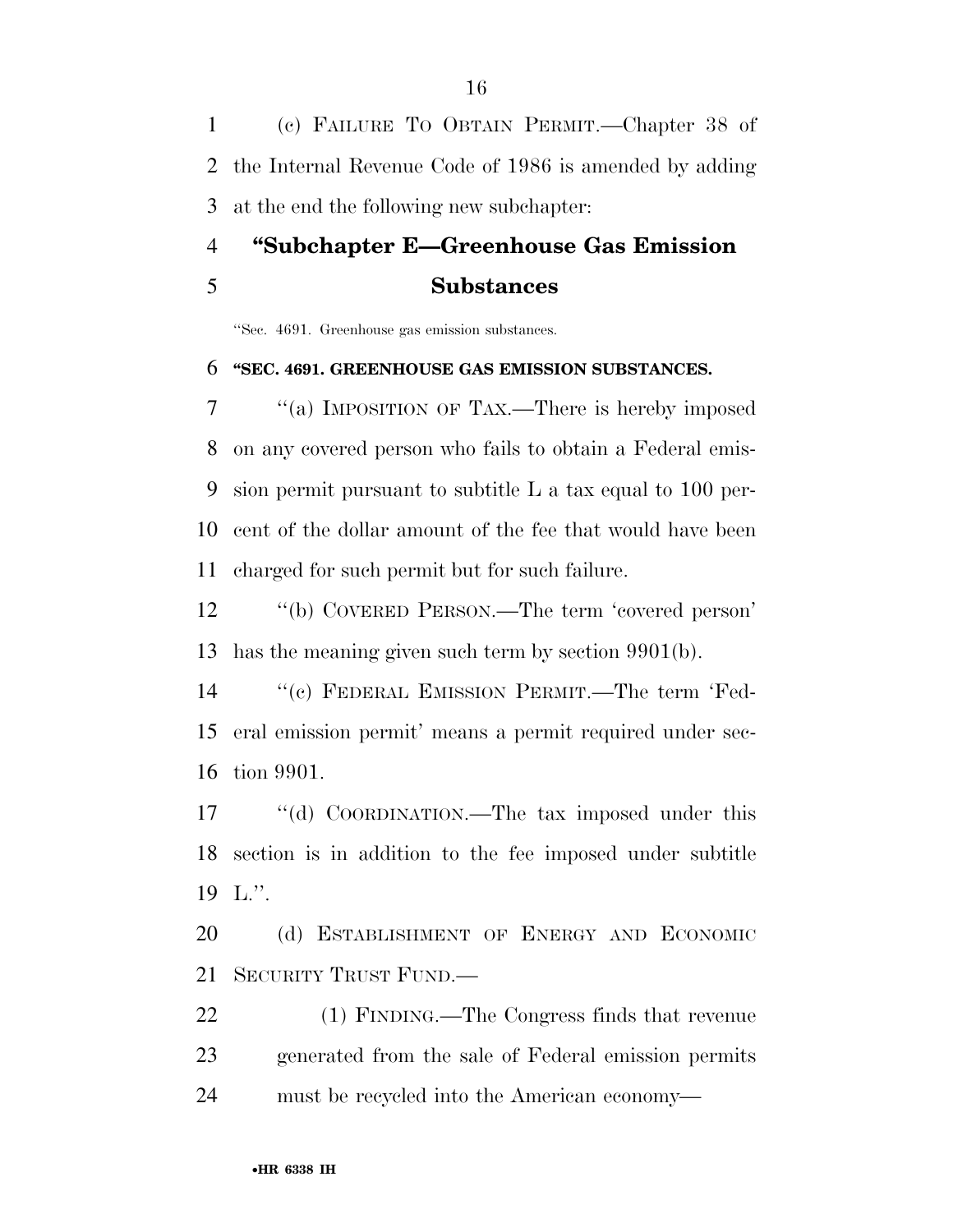(c) FAILURE TO OBTAIN PERMIT.—Chapter 38 of the Internal Revenue Code of 1986 is amended by adding at the end the following new subchapter:

## "Subchapter E—Greenhouse Gas Emission Substances

"Sec. 4691. Greenhouse gas emission substances.

**"SEC. 4691. GREENHOUSE GAS EMISSION SUBSTANCES.**

"(a) IMPOSITION OF TAX.—There is hereby imposed on any covered person who fails to obtain a Federal emission permit pursuant to subtitle L a tax equal to 100 percent of the dollar amount of the fee that would have been charged for such permit but for such failure.

"(b) COVERED PERSON.—The term 'covered person' has the meaning given such term by section 9901(b).

"(c) FEDERAL EMISSION PERMIT.—The term 'Federal emission permit' means a permit required under section 9901.

"(d) COORDINATION.—The tax imposed under this section is in addition to the fee imposed under subtitle L.".

(d) ESTABLISHMENT OF ENERGY AND ECONOMIC SECURITY TRUST FUND.—

(1) FINDING.—The Congress finds that revenue generated from the sale of Federal emission permits must be recycled into the American economy—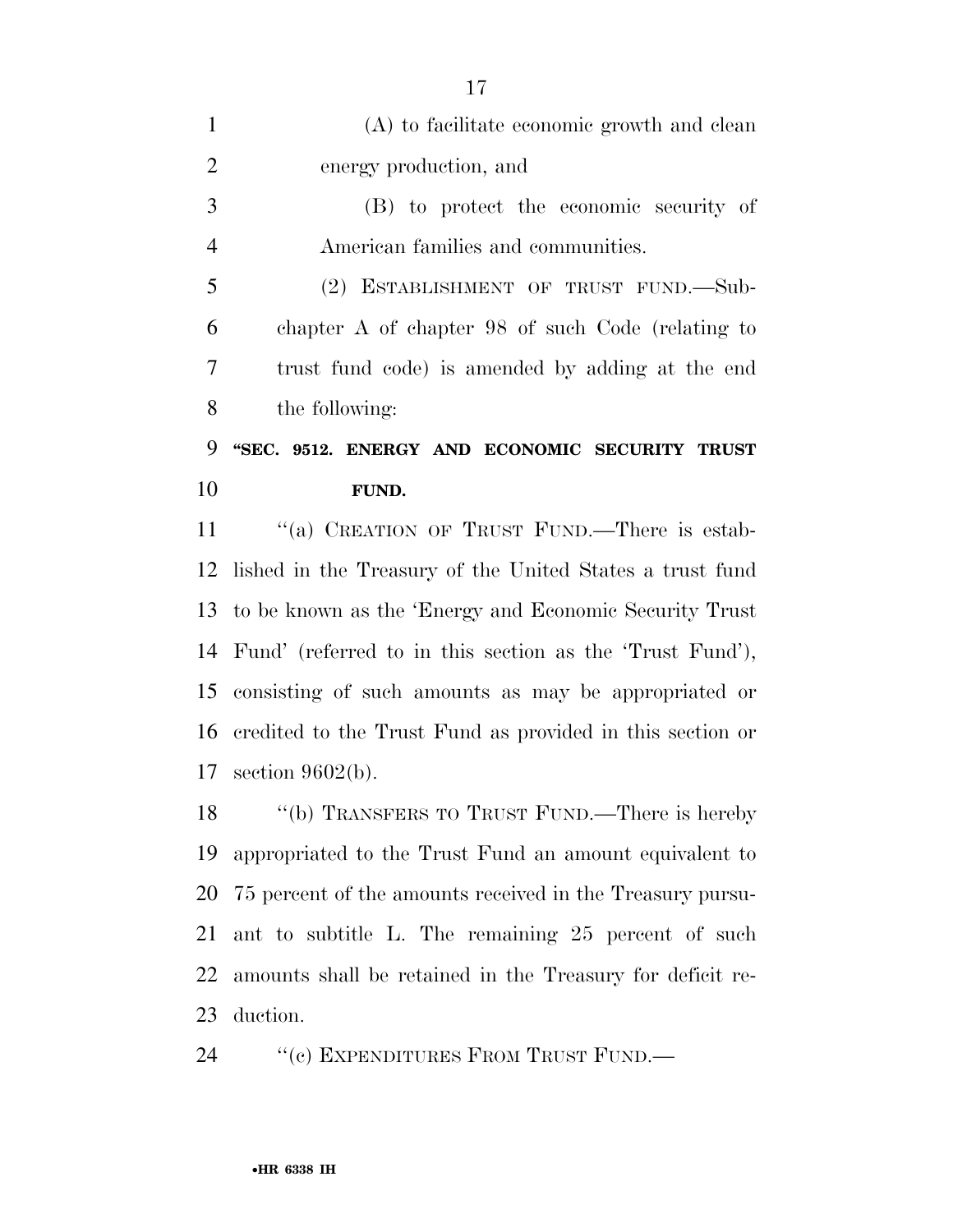(A) to facilitate economic growth and clean energy production, and

(B) to protect the economic security of American families and communities.

(2) ESTABLISHMENT OF TRUST FUND.—Subchapter A of chapter 98 of such Code (relating to trust fund code) is amended by adding at the end the following:

**"SEC. 9512. ENERGY AND ECONOMIC SECURITY TRUST FUND.**

"(a) CREATION OF TRUST FUND.—There is established in the Treasury of the United States a trust fund to be known as the 'Energy and Economic Security Trust Fund' (referred to in this section as the 'Trust Fund'), consisting of such amounts as may be appropriated or credited to the Trust Fund as provided in this section or section 9602(b).

"(b) TRANSFERS TO TRUST FUND.—There is hereby appropriated to the Trust Fund an amount equivalent to 75 percent of the amounts received in the Treasury pursuant to subtitle L. The remaining 25 percent of such amounts shall be retained in the Treasury for deficit reduction.

"(c) EXPENDITURES FROM TRUST FUND.—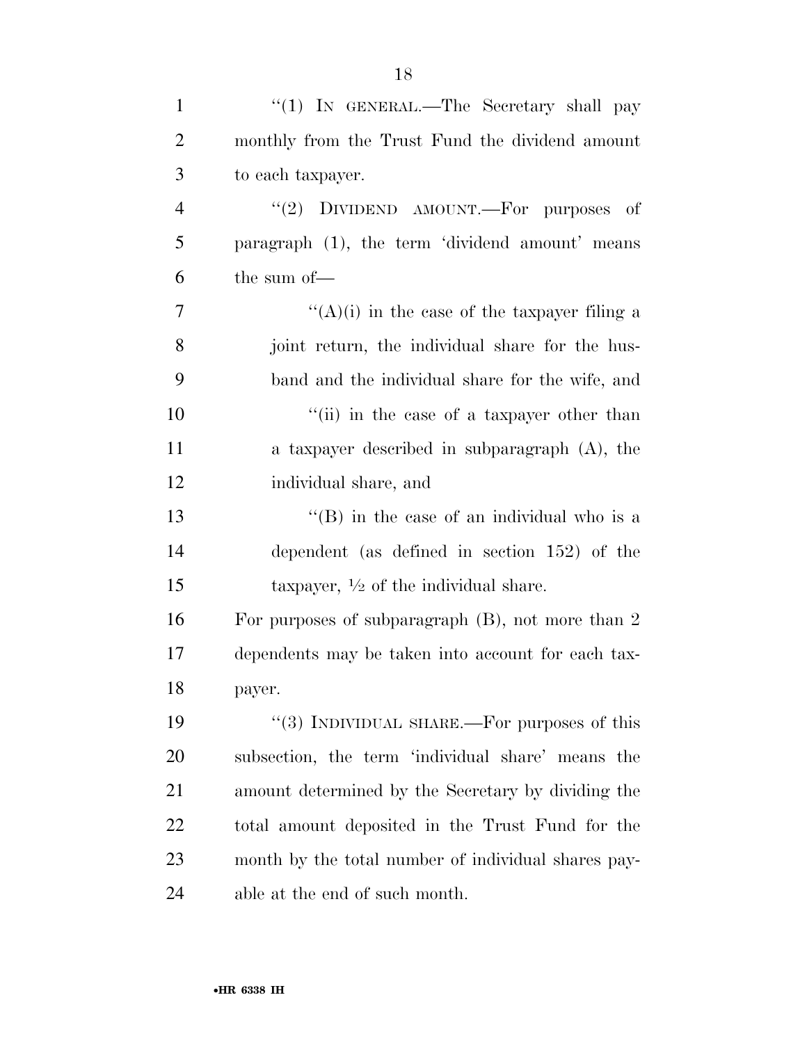"(1) IN GENERAL.—The Secretary shall pay monthly from the Trust Fund the dividend amount to each taxpayer.

"(2) DIVIDEND AMOUNT.—For purposes of paragraph (1), the term 'dividend amount' means the sum of—

"(A)(i) in the case of the taxpayer filing a joint return, the individual share for the husband and the individual share for the wife, and

"(ii) in the case of a taxpayer other than a taxpayer described in subparagraph (A), the individual share, and

"(B) in the case of an individual who is a dependent (as defined in section 152) of the taxpayer, ½ of the individual share.

For purposes of subparagraph (B), not more than 2 dependents may be taken into account for each taxpayer.

"(3) INDIVIDUAL SHARE.—For purposes of this subsection, the term 'individual share' means the amount determined by the Secretary by dividing the total amount deposited in the Trust Fund for the month by the total number of individual shares payable at the end of such month.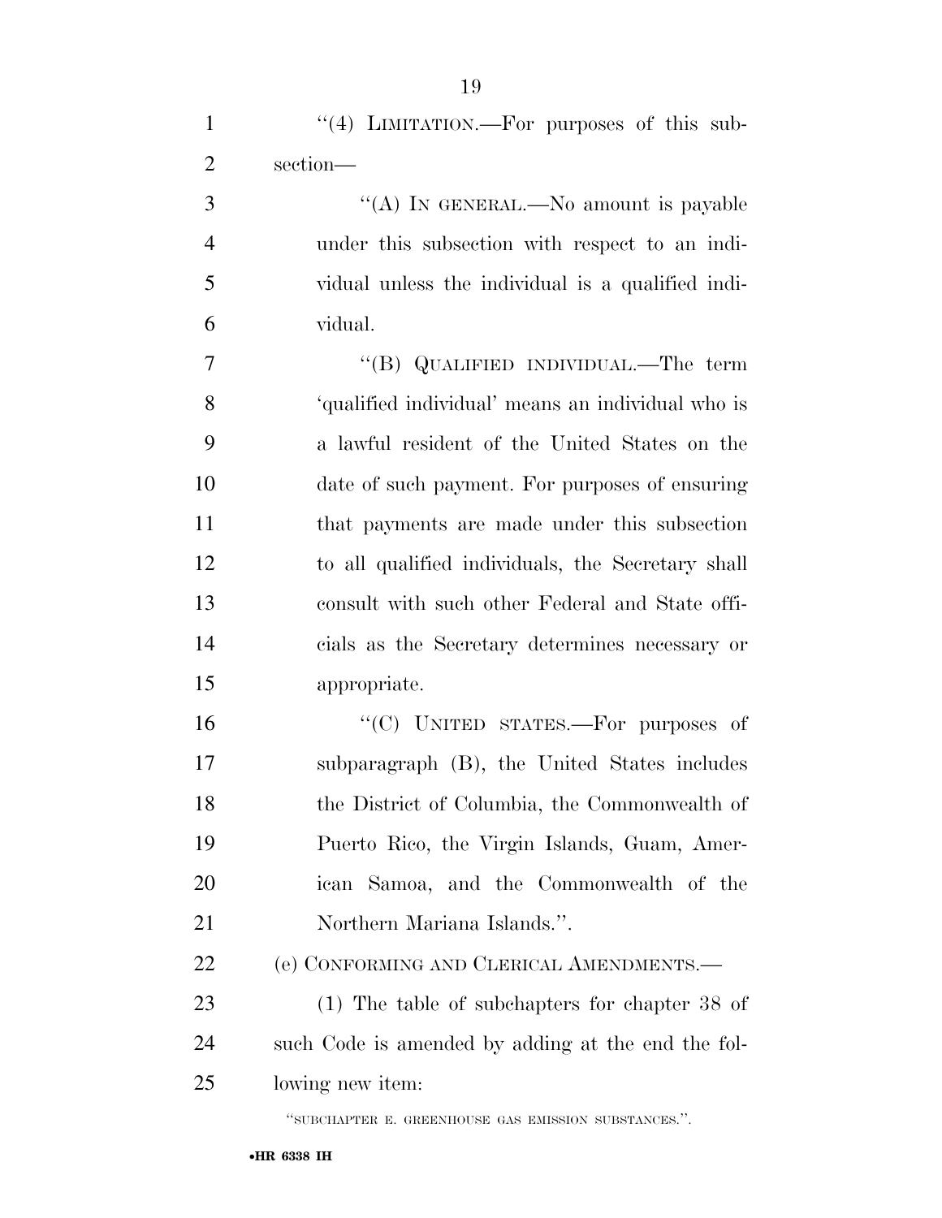"(4) LIMITATION.—For purposes of this subsection—

"(A) IN GENERAL.—No amount is payable under this subsection with respect to an individual unless the individual is a qualified individual.

"(B) QUALIFIED INDIVIDUAL.—The term 'qualified individual' means an individual who is a lawful resident of the United States on the date of such payment. For purposes of ensuring that payments are made under this subsection to all qualified individuals, the Secretary shall consult with such other Federal and State officials as the Secretary determines necessary or appropriate.

"(C) UNITED STATES.—For purposes of subparagraph (B), the United States includes the District of Columbia, the Commonwealth of Puerto Rico, the Virgin Islands, Guam, American Samoa, and the Commonwealth of the Northern Mariana Islands.".

(e) CONFORMING AND CLERICAL AMENDMENTS.—

(1) The table of subchapters for chapter 38 of such Code is amended by adding at the end the following new item:

"SUBCHAPTER E. GREENHOUSE GAS EMISSION SUBSTANCES.".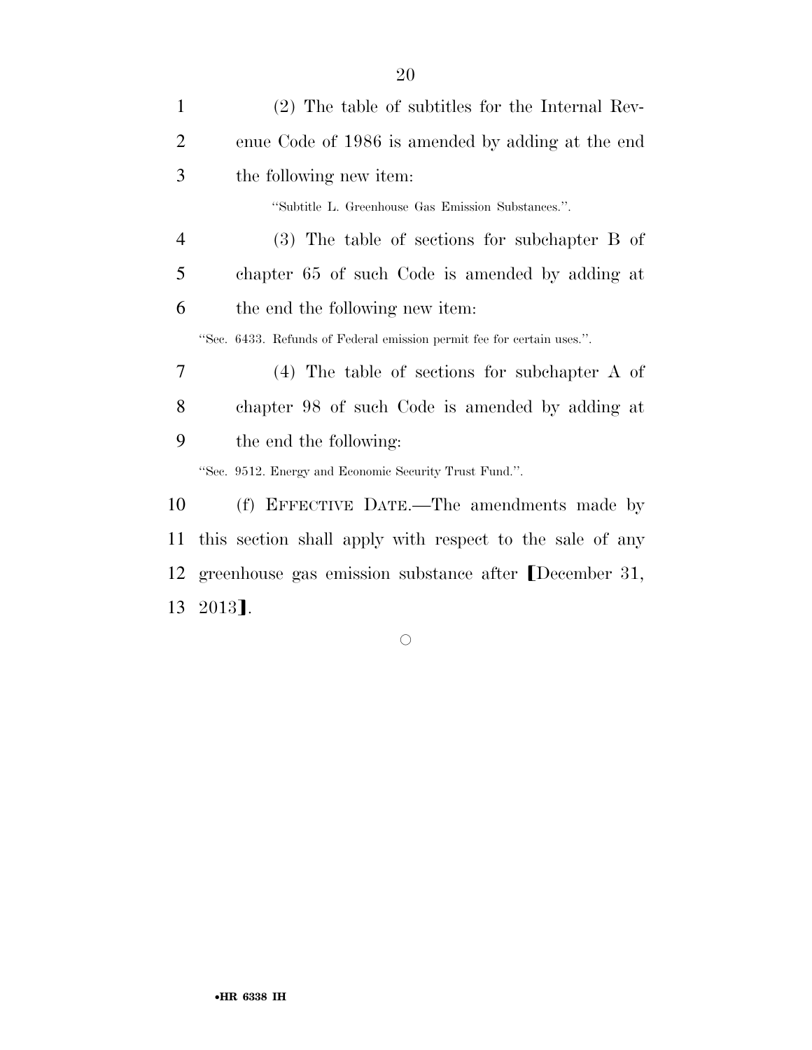(2) The table of subtitles for the Internal Revenue Code of 1986 is amended by adding at the end the following new item:

"Subtitle L. Greenhouse Gas Emission Substances.".

(3) The table of sections for subchapter B of chapter 65 of such Code is amended by adding at the end the following new item:

"Sec. 6433. Refunds of Federal emission permit fee for certain uses.".

(4) The table of sections for subchapter A of chapter 98 of such Code is amended by adding at the end the following:

"Sec. 9512. Energy and Economic Security Trust Fund.".

(f) EFFECTIVE DATE.—The amendments made by this section shall apply with respect to the sale of any greenhouse gas emission substance after [December 31, 2013].

○